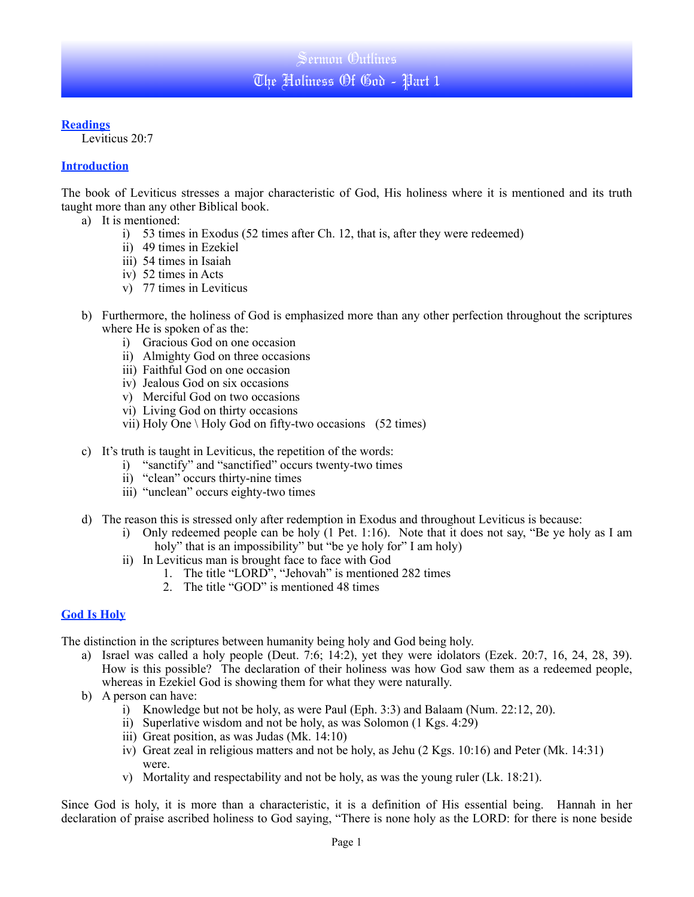# Sermon Outlines

# The Holiness Of God - Part 1

## Readings

Leviticus 20:7

## Introduction

The book of Leviticus stresses a major characteristic of God, His holiness where it is mentioned and its truth taught more than any other Biblical book.

a) It is mentioned:
   i) 53 times in Exodus (52 times after Ch. 12, that is, after they were redeemed)
   ii) 49 times in Ezekiel
   iii) 54 times in Isaiah
   iv) 52 times in Acts
   v) 77 times in Leviticus

b) Furthermore, the holiness of God is emphasized more than any other perfection throughout the scriptures where He is spoken of as the:
   i) Gracious God on one occasion
   ii) Almighty God on three occasions
   iii) Faithful God on one occasion
   iv) Jealous God on six occasions
   v) Merciful God on two occasions
   vi) Living God on thirty occasions
   vii) Holy One \ Holy God on fifty-two occasions   (52 times)

c) It's truth is taught in Leviticus, the repetition of the words:
   i) "sanctify" and "sanctified" occurs twenty-two times
   ii) "clean" occurs thirty-nine times
   iii) "unclean" occurs eighty-two times

d) The reason this is stressed only after redemption in Exodus and throughout Leviticus is because:
   i) Only redeemed people can be holy (1 Pet. 1:16). Note that it does not say, "Be ye holy as I am holy" that is an impossibility" but "be ye holy for" I am holy)
   ii) In Leviticus man is brought face to face with God
      1. The title "LORD", "Jehovah" is mentioned 282 times
      2. The title "GOD" is mentioned 48 times

## God Is Holy

The distinction in the scriptures between humanity being holy and God being holy.

a) Israel was called a holy people (Deut. 7:6; 14:2), yet they were idolators (Ezek. 20:7, 16, 24, 28, 39). How is this possible? The declaration of their holiness was how God saw them as a redeemed people, whereas in Ezekiel God is showing them for what they were naturally.

b) A person can have:
   i) Knowledge but not be holy, as were Paul (Eph. 3:3) and Balaam (Num. 22:12, 20).
   ii) Superlative wisdom and not be holy, as was Solomon (1 Kgs. 4:29)
   iii) Great position, as was Judas (Mk. 14:10)
   iv) Great zeal in religious matters and not be holy, as Jehu (2 Kgs. 10:16) and Peter (Mk. 14:31) were.
   v) Mortality and respectability and not be holy, as was the young ruler (Lk. 18:21).

Since God is holy, it is more than a characteristic, it is a definition of His essential being. Hannah in her declaration of praise ascribed holiness to God saying, "There is none holy as the LORD: for there is none beside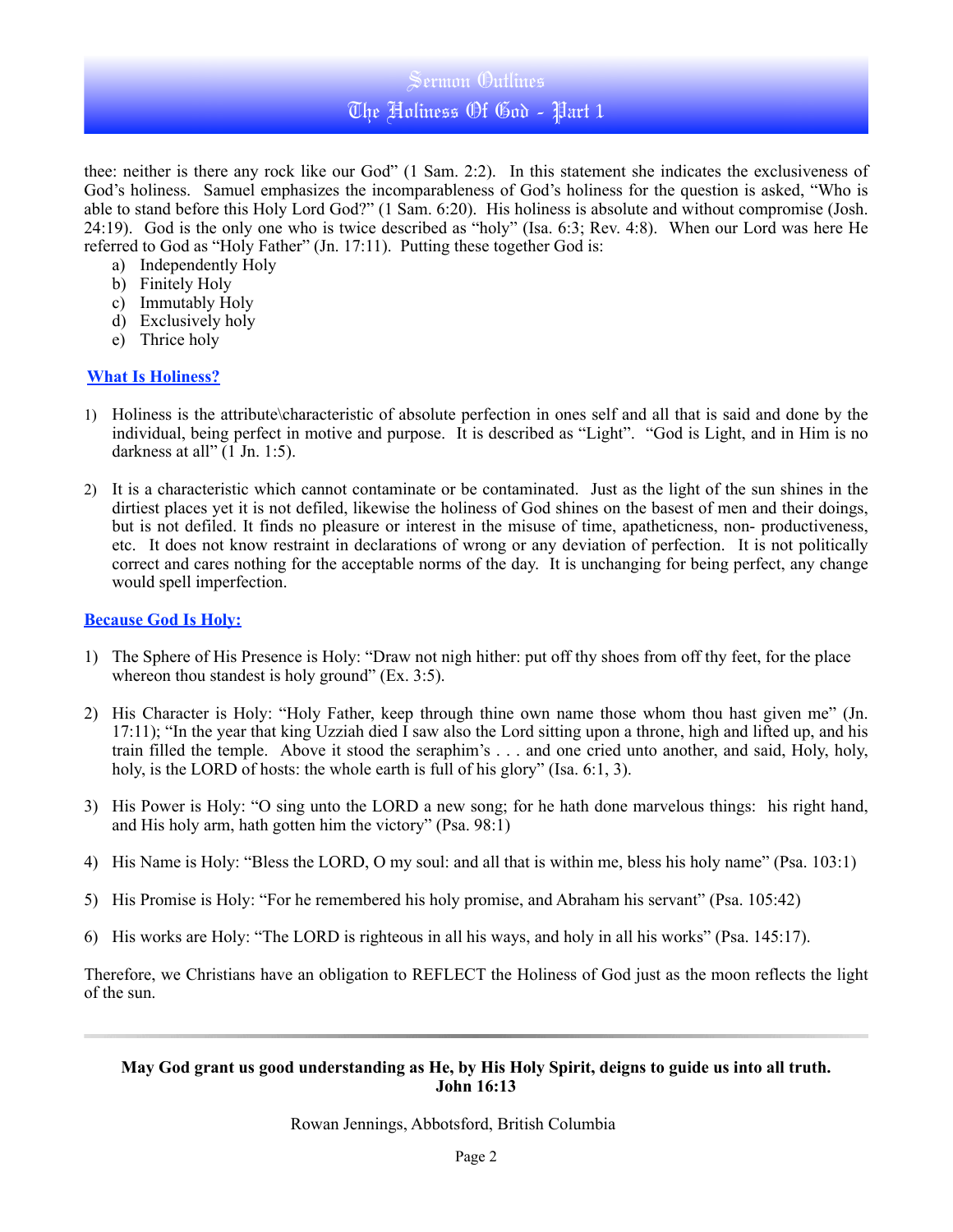thee: neither is there any rock like our God" (1 Sam. 2:2). In this statement she indicates the exclusiveness of God's holiness. Samuel emphasizes the incomparableness of God's holiness for the question is asked, "Who is able to stand before this Holy Lord God?" (1 Sam. 6:20). His holiness is absolute and without compromise (Josh. 24:19). God is the only one who is twice described as "holy" (Isa. 6:3; Rev. 4:8). When our Lord was here He referred to God as "Holy Father" (Jn. 17:11). Putting these together God is:

a) Independently Holy
b) Finitely Holy
c) Immutably Holy
d) Exclusively holy
e) Thrice holy

## What Is Holiness?

1) Holiness is the attribute\characteristic of absolute perfection in ones self and all that is said and done by the individual, being perfect in motive and purpose. It is described as "Light". "God is Light, and in Him is no darkness at all" (1 Jn. 1:5).

2) It is a characteristic which cannot contaminate or be contaminated. Just as the light of the sun shines in the dirtiest places yet it is not defiled, likewise the holiness of God shines on the basest of men and their doings, but is not defiled. It finds no pleasure or interest in the misuse of time, apatheticness, non- productiveness, etc. It does not know restraint in declarations of wrong or any deviation of perfection. It is not politically correct and cares nothing for the acceptable norms of the day. It is unchanging for being perfect, any change would spell imperfection.

## Because God Is Holy:

1) The Sphere of His Presence is Holy: "Draw not nigh hither: put off thy shoes from off thy feet, for the place whereon thou standest is holy ground" (Ex. 3:5).

2) His Character is Holy: "Holy Father, keep through thine own name those whom thou hast given me" (Jn. 17:11); "In the year that king Uzziah died I saw also the Lord sitting upon a throne, high and lifted up, and his train filled the temple. Above it stood the seraphim's . . . and one cried unto another, and said, Holy, holy, holy, is the LORD of hosts: the whole earth is full of his glory" (Isa. 6:1, 3).

3) His Power is Holy: "O sing unto the LORD a new song; for he hath done marvelous things: his right hand, and His holy arm, hath gotten him the victory" (Psa. 98:1)

4) His Name is Holy: "Bless the LORD, O my soul: and all that is within me, bless his holy name" (Psa. 103:1)

5) His Promise is Holy: "For he remembered his holy promise, and Abraham his servant" (Psa. 105:42)

6) His works are Holy: "The LORD is righteous in all his ways, and holy in all his works" (Psa. 145:17).

Therefore, we Christians have an obligation to REFLECT the Holiness of God just as the moon reflects the light of the sun.

---

**May God grant us good understanding as He, by His Holy Spirit, deigns to guide us into all truth. John 16:13**

Rowan Jennings, Abbotsford, British Columbia